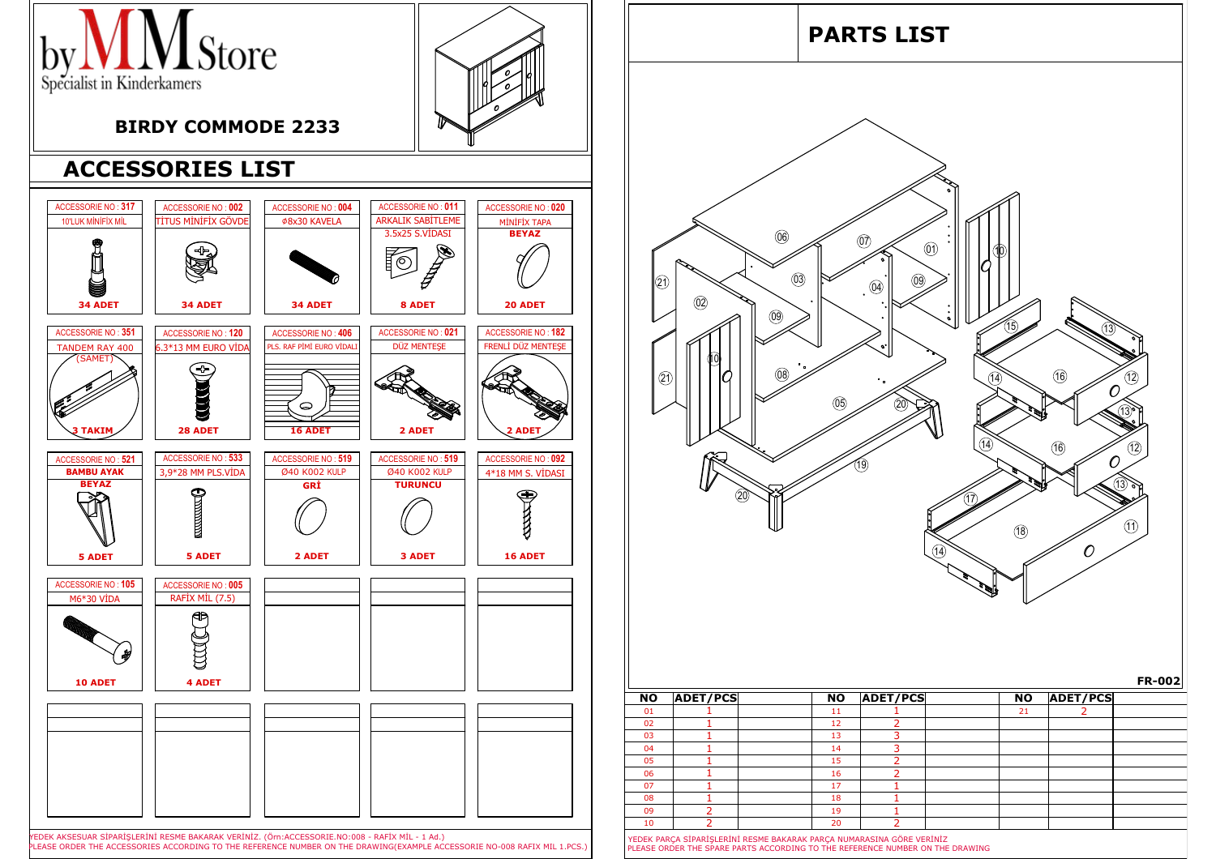byMMStore
Specialist in Kinderkamers

## BIRDY COMMODE 2233

## ACCESSORIES LIST

| ACCESSORIE NO | DESCRIPTION | QTY |
|---|---|---|
| 317 | 10'LUK MİNİFİX MİL | 34 ADET |
| 002 | TİTUS MİNİFİX GÖVDE | 34 ADET |
| 004 | ø8x30 KAVELA | 34 ADET |
| 011 | ARKALIK SABİTLEME 3.5x25 S.VİDASI | 8 ADET |
| 020 | MİNİFİX TAPA BEYAZ | 20 ADET |
| 351 | TANDEM RAY 400 (SAMET) | 3 TAKIM |
| 120 | 6.3*13 MM EURO VİDA | 28 ADET |
| 406 | PLS. RAF PİMİ EURO VİDALI | 16 ADET |
| 021 | DÜZ MENTEŞE | 2 ADET |
| 182 | FRENLİ DÜZ MENTEŞE | 2 ADET |
| 521 | BAMBU AYAK BEYAZ | 5 ADET |
| 533 | 3,9*28 MM PLS.VİDA | 5 ADET |
| 519 | Ø40 K002 KULP GRİ | 2 ADET |
| 519 | Ø40 K002 KULP TURUNCU | 3 ADET |
| 092 | 4*18 MM S. VİDASI | 16 ADET |
| 105 | M6*30 VİDA | 10 ADET |
| 005 | RAFİX MİL (7.5) | 4 ADET |

YEDEK AKSESUAR SİPARİŞLERİNİ RESME BAKARAK VERİNİZ. (Örn:ACCESSORIE.NO:008 - RAFİX MİL - 1 Ad.)
PLEASE ORDER THE ACCESSORIES ACCORDING TO THE REFERENCE NUMBER ON THE DRAWING(EXAMPLE ACCESSORIE NO-008 RAFIX MIL 1.PCS.)

## PARTS LIST

FR-002

| NO | ADET/PCS | NO | ADET/PCS | NO | ADET/PCS |
|---|---|---|---|---|---|
| 01 | 1 | 11 | 1 | 21 | 2 |
| 02 | 1 | 12 | 2 | | |
| 03 | 1 | 13 | 3 | | |
| 04 | 1 | 14 | 3 | | |
| 05 | 1 | 15 | 2 | | |
| 06 | 1 | 16 | 2 | | |
| 07 | 1 | 17 | 1 | | |
| 08 | 1 | 18 | 1 | | |
| 09 | 2 | 19 | 1 | | |
| 10 | 2 | 20 | 2 | | |

YEDEK PARÇA SİPARİŞLERİNİ RESME BAKARAK PARÇA NUMARASINA GÖRE VERİNİZ
PLEASE ORDER THE SPARE PARTS ACCORDING TO THE REFERENCE NUMBER ON THE DRAWING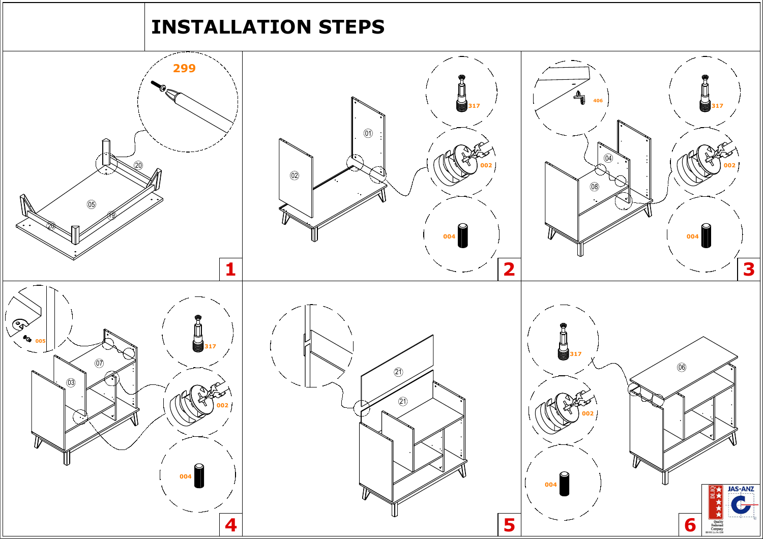# INSTALLATION STEPS

**1**

299

20, 05, 19, 20

**2**

01, 02

317, 002, 004

**3**

406, 04, 08

317, 002, 004

**4**

005, 07, 03

317, 002, 004

**5**

21, 21

**6**

317, 002, 004

06

JAS-ANZ

Quality Endorsed Company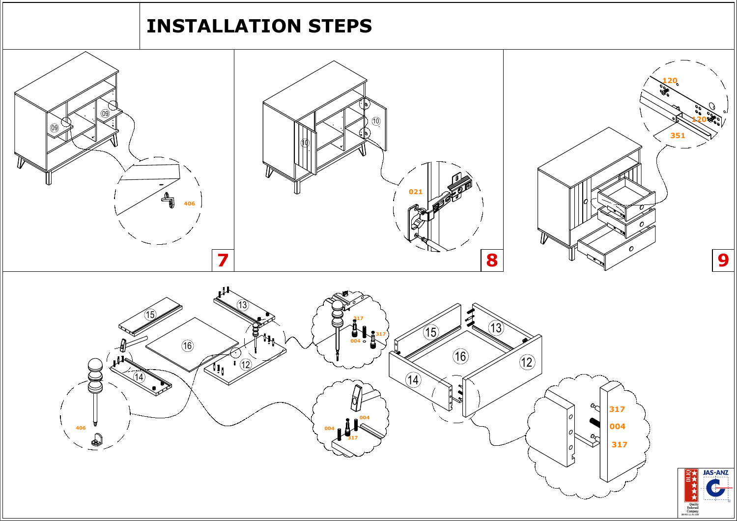# INSTALLATION STEPS

09

09

406

7

10

10

021

8

120

120

351

9

15

13

16

12

14

406

317

004

317

004

004

317

15

13

16

12

14

317

004

317

JAS-ANZ

Quality Endorsed Company